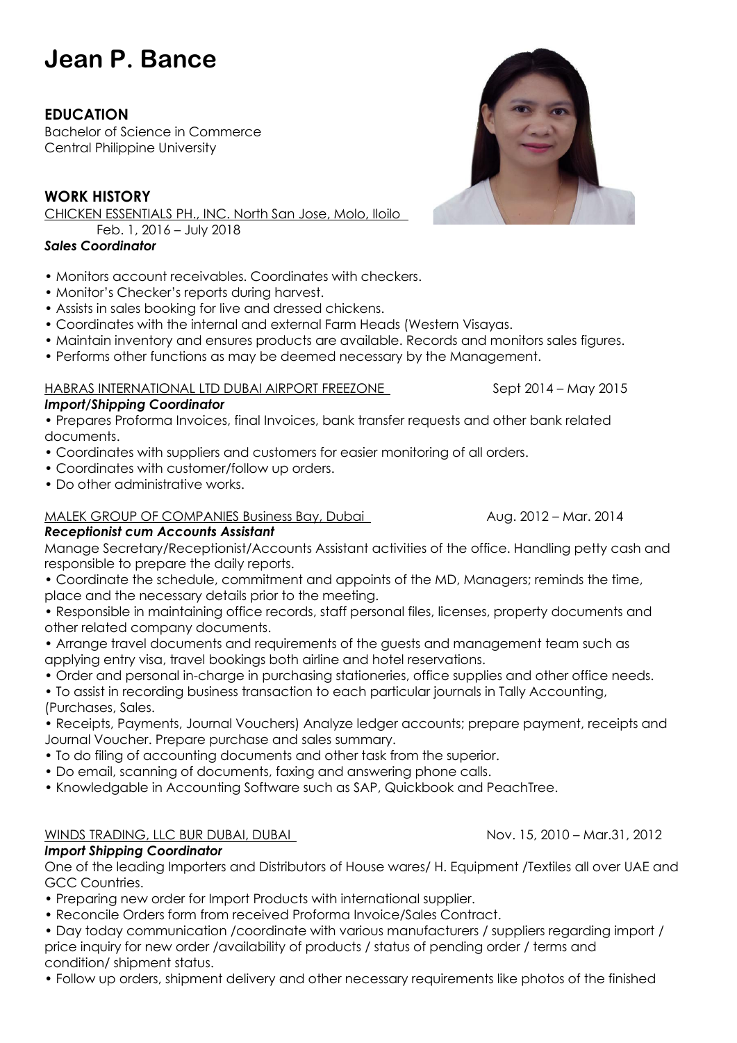# Jean P. Bance

## EDUCATION

Bachelor of Science in Commerce
Central Philippine University

## WORK HISTORY

CHICKEN ESSENTIALS PH., INC. North San Jose, Molo, Iloilo
Feb. 1, 2016 – July 2018

***Sales Coordinator***

- Monitors account receivables. Coordinates with checkers.
- Monitor's Checker's reports during harvest.
- Assists in sales booking for live and dressed chickens.
- Coordinates with the internal and external Farm Heads (Western Visayas.
- Maintain inventory and ensures products are available. Records and monitors sales figures.
- Performs other functions as may be deemed necessary by the Management.

HABRAS INTERNATIONAL LTD DUBAI AIRPORT FREEZONE Sept 2014 – May 2015

***Import/Shipping Coordinator***

- Prepares Proforma Invoices, final Invoices, bank transfer requests and other bank related documents.
- Coordinates with suppliers and customers for easier monitoring of all orders.
- Coordinates with customer/follow up orders.
- Do other administrative works.

MALEK GROUP OF COMPANIES Business Bay, Dubai Aug. 2012 – Mar. 2014

***Receptionist cum Accounts Assistant***

Manage Secretary/Receptionist/Accounts Assistant activities of the office. Handling petty cash and responsible to prepare the daily reports.

- Coordinate the schedule, commitment and appoints of the MD, Managers; reminds the time, place and the necessary details prior to the meeting.
- Responsible in maintaining office records, staff personal files, licenses, property documents and other related company documents.
- Arrange travel documents and requirements of the guests and management team such as applying entry visa, travel bookings both airline and hotel reservations.
- Order and personal in-charge in purchasing stationeries, office supplies and other office needs.
- To assist in recording business transaction to each particular journals in Tally Accounting, (Purchases, Sales.
- Receipts, Payments, Journal Vouchers) Analyze ledger accounts; prepare payment, receipts and Journal Voucher. Prepare purchase and sales summary.
- To do filing of accounting documents and other task from the superior.
- Do email, scanning of documents, faxing and answering phone calls.
- Knowledgable in Accounting Software such as SAP, Quickbook and PeachTree.

WINDS TRADING, LLC BUR DUBAI, DUBAI Nov. 15, 2010 – Mar.31, 2012

***Import Shipping Coordinator***

One of the leading Importers and Distributors of House wares/ H. Equipment /Textiles all over UAE and GCC Countries.

- Preparing new order for Import Products with international supplier.
- Reconcile Orders form from received Proforma Invoice/Sales Contract.
- Day today communication /coordinate with various manufacturers / suppliers regarding import / price inquiry for new order /availability of products / status of pending order / terms and condition/ shipment status.
- Follow up orders, shipment delivery and other necessary requirements like photos of the finished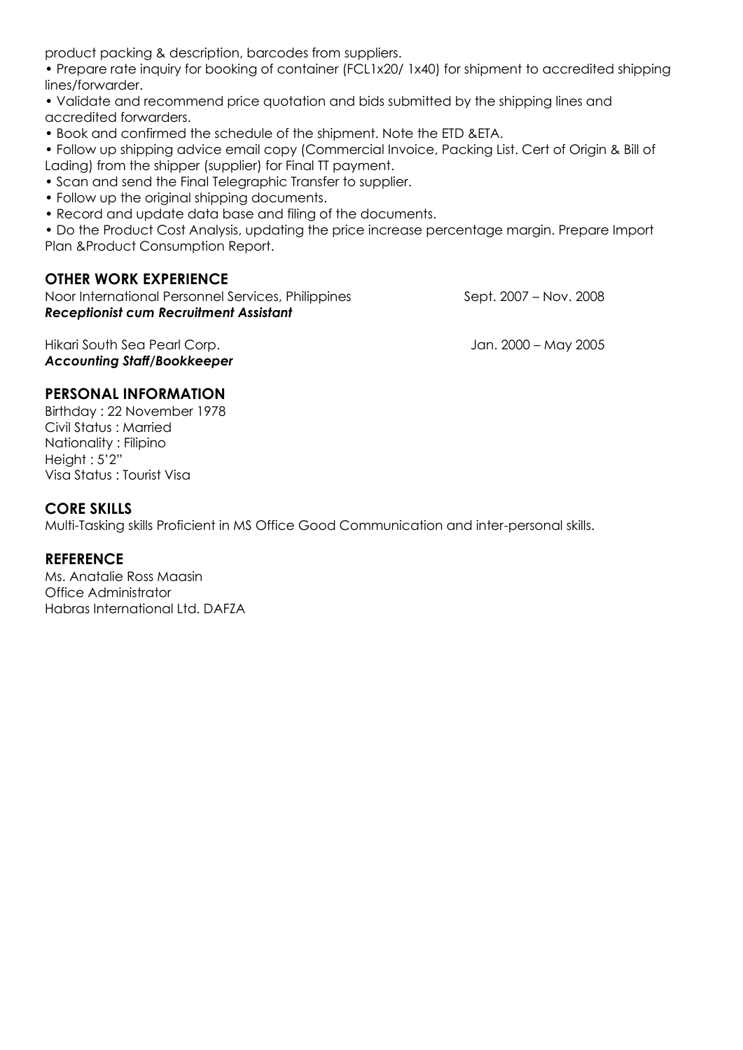product packing & description, barcodes from suppliers.

- Prepare rate inquiry for booking of container (FCL1x20/ 1x40) for shipment to accredited shipping lines/forwarder.
- Validate and recommend price quotation and bids submitted by the shipping lines and accredited forwarders.
- Book and confirmed the schedule of the shipment. Note the ETD &ETA.
- Follow up shipping advice email copy (Commercial Invoice, Packing List. Cert of Origin & Bill of Lading) from the shipper (supplier) for Final TT payment.
- Scan and send the Final Telegraphic Transfer to supplier.
- Follow up the original shipping documents.
- Record and update data base and filing of the documents.
- Do the Product Cost Analysis, updating the price increase percentage margin. Prepare Import Plan &Product Consumption Report.

## OTHER WORK EXPERIENCE

Noor International Personnel Services, Philippines Sept. 2007 – Nov. 2008
***Receptionist cum Recruitment Assistant***

Hikari South Sea Pearl Corp. Jan. 2000 – May 2005
***Accounting Staff/Bookkeeper***

## PERSONAL INFORMATION

Birthday : 22 November 1978
Civil Status : Married
Nationality : Filipino
Height : 5'2"
Visa Status : Tourist Visa

## CORE SKILLS

Multi-Tasking skills Proficient in MS Office Good Communication and inter-personal skills.

## REFERENCE

Ms. Anatalie Ross Maasin
Office Administrator
Habras International Ltd. DAFZA